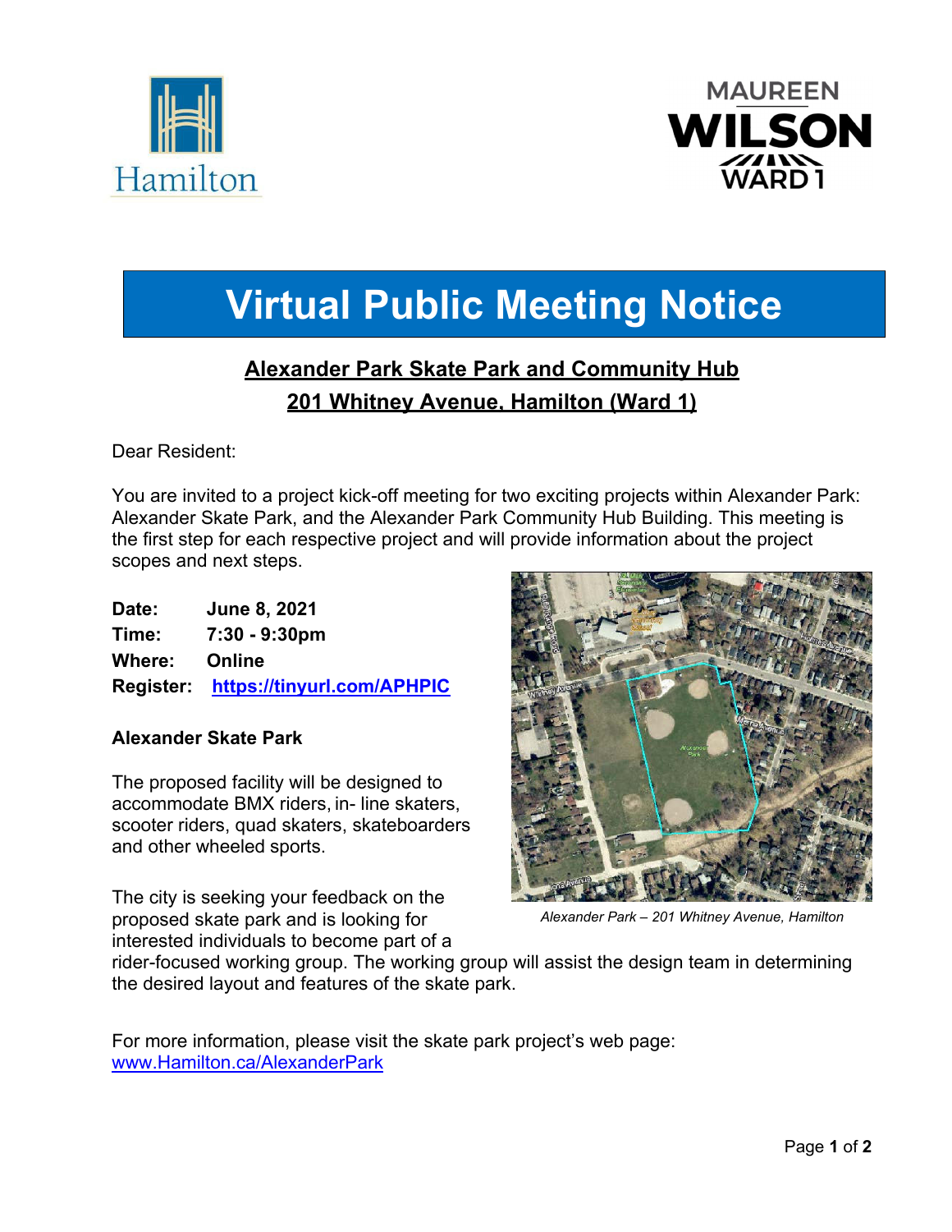# Virtual Public Meeting Notice

## Alexander Park Skate Park and Community Hub

## 201 Whitney Avenue, Hamilton (Ward 1)

Dear Resident:

You are invited to a project kick-off meeting for two exciting projects within Alexander Park: Alexander Skate Park, and the Alexander Park Community Hub Building. This meeting is the first step for each respective project and will provide information about the project scopes and next steps.

**Date:** **June 8, 2021**
**Time:** **7:30 - 9:30pm**
**Where:** **Online**
**Register:** **[https://tinyurl.com/APHPIC](https://tinyurl.com/APHPIC)**

*Alexander Park – 201 Whitney Avenue, Hamilton*

### Alexander Skate Park

The proposed facility will be designed to accommodate BMX riders, in- line skaters, scooter riders, quad skaters, skateboarders and other wheeled sports.

The city is seeking your feedback on the proposed skate park and is looking for interested individuals to become part of a rider-focused working group. The working group will assist the design team in determining the desired layout and features of the skate park.

For more information, please visit the skate park project's web page: [www.Hamilton.ca/AlexanderPark](www.Hamilton.ca/AlexanderPark)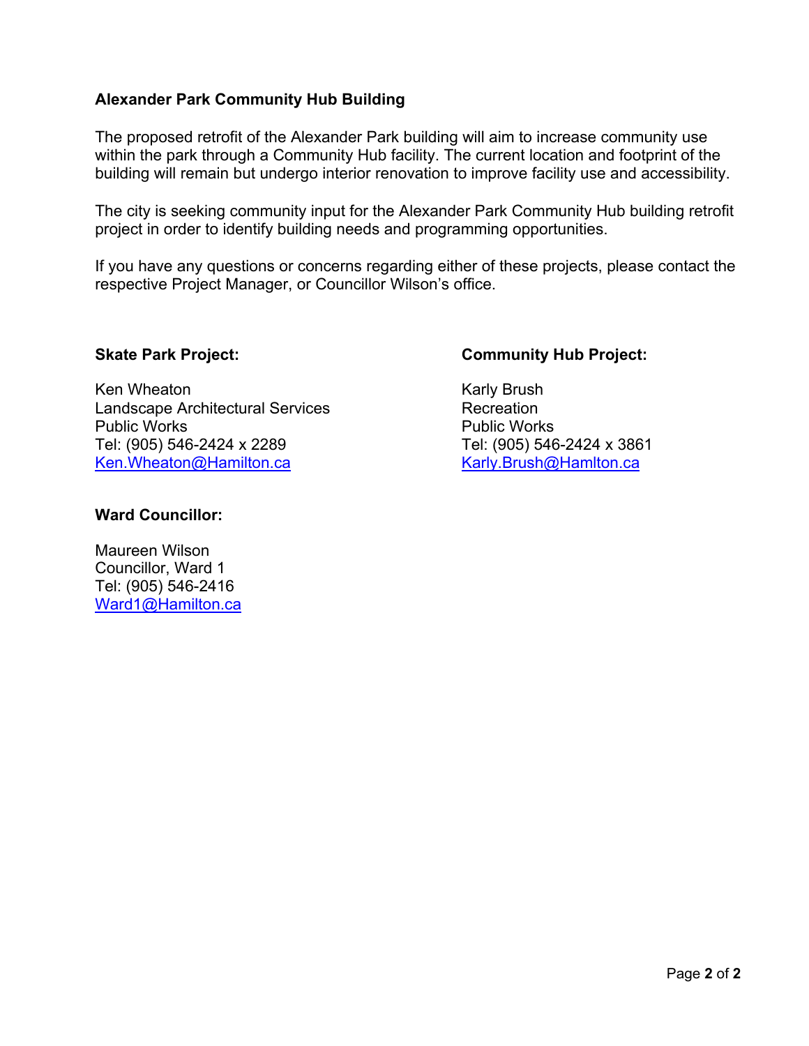**Alexander Park Community Hub Building**

The proposed retrofit of the Alexander Park building will aim to increase community use within the park through a Community Hub facility. The current location and footprint of the building will remain but undergo interior renovation to improve facility use and accessibility.

The city is seeking community input for the Alexander Park Community Hub building retrofit project in order to identify building needs and programming opportunities.

If you have any questions or concerns regarding either of these projects, please contact the respective Project Manager, or Councillor Wilson's office.

**Skate Park Project:**

Ken Wheaton
Landscape Architectural Services
Public Works
Tel: (905) 546-2424 x 2289
Ken.Wheaton@Hamilton.ca

**Community Hub Project:**

Karly Brush
Recreation
Public Works
Tel: (905) 546-2424 x 3861
Karly.Brush@Hamlton.ca

**Ward Councillor:**

Maureen Wilson
Councillor, Ward 1
Tel: (905) 546-2416
Ward1@Hamilton.ca